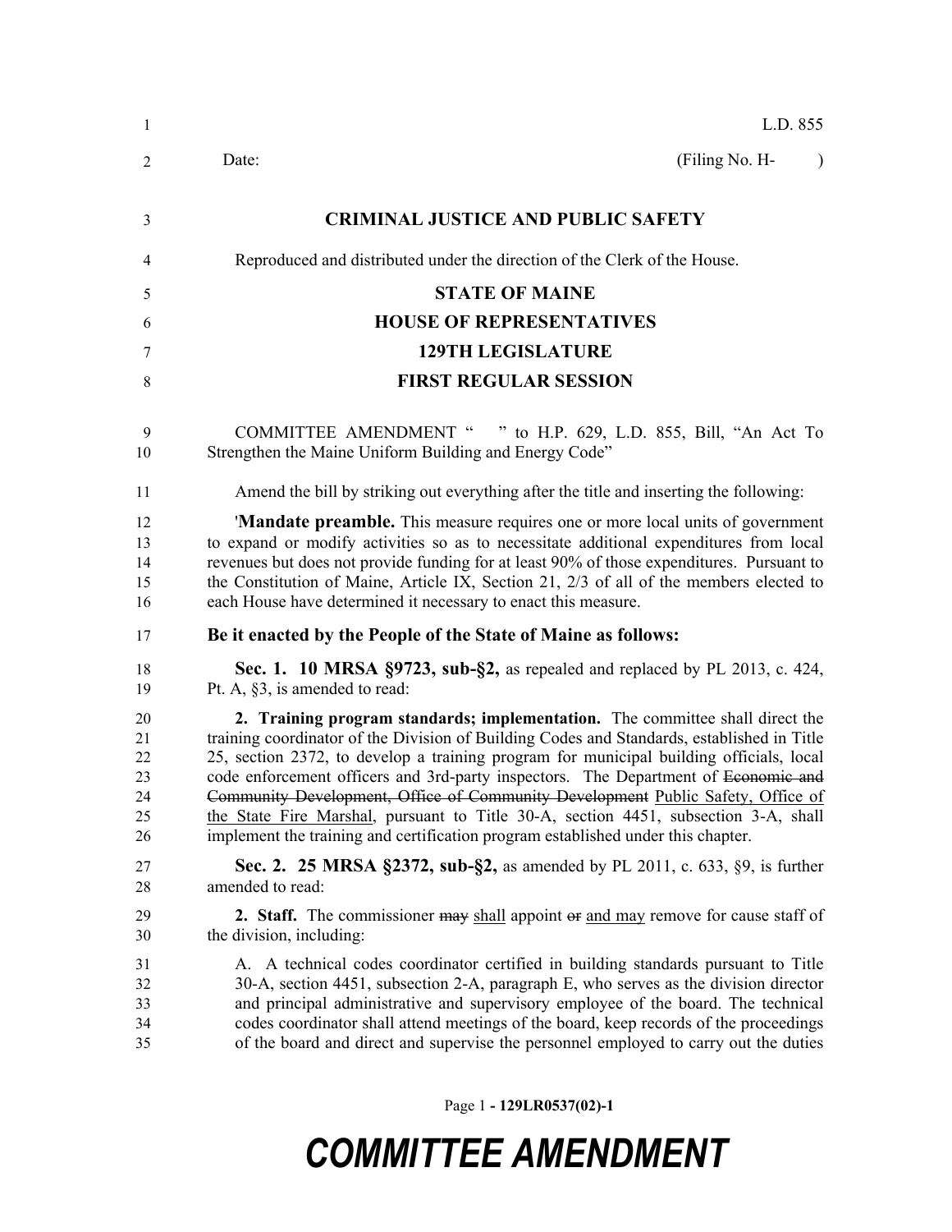L.D. 855

Date: (Filing No. H- )

**CRIMINAL JUSTICE AND PUBLIC SAFETY**

Reproduced and distributed under the direction of the Clerk of the House.

**STATE OF MAINE**

**HOUSE OF REPRESENTATIVES**

**129TH LEGISLATURE**

**FIRST REGULAR SESSION**

COMMITTEE AMENDMENT " " to H.P. 629, L.D. 855, Bill, "An Act To Strengthen the Maine Uniform Building and Energy Code"

Amend the bill by striking out everything after the title and inserting the following:

'**Mandate preamble.** This measure requires one or more local units of government to expand or modify activities so as to necessitate additional expenditures from local revenues but does not provide funding for at least 90% of those expenditures. Pursuant to the Constitution of Maine, Article IX, Section 21, 2/3 of all of the members elected to each House have determined it necessary to enact this measure.

**Be it enacted by the People of the State of Maine as follows:**

**Sec. 1. 10 MRSA §9723, sub-§2,** as repealed and replaced by PL 2013, c. 424, Pt. A, §3, is amended to read:

**2. Training program standards; implementation.** The committee shall direct the training coordinator of the Division of Building Codes and Standards, established in Title 25, section 2372, to develop a training program for municipal building officials, local code enforcement officers and 3rd-party inspectors. The Department of ~~Economic and Community Development, Office of Community Development~~ Public Safety, Office of the State Fire Marshal, pursuant to Title 30-A, section 4451, subsection 3-A, shall implement the training and certification program established under this chapter.

**Sec. 2. 25 MRSA §2372, sub-§2,** as amended by PL 2011, c. 633, §9, is further amended to read:

**2. Staff.** The commissioner ~~may~~ shall appoint ~~or~~ and may remove for cause staff of the division, including:

A. A technical codes coordinator certified in building standards pursuant to Title 30-A, section 4451, subsection 2-A, paragraph E, who serves as the division director and principal administrative and supervisory employee of the board. The technical codes coordinator shall attend meetings of the board, keep records of the proceedings of the board and direct and supervise the personnel employed to carry out the duties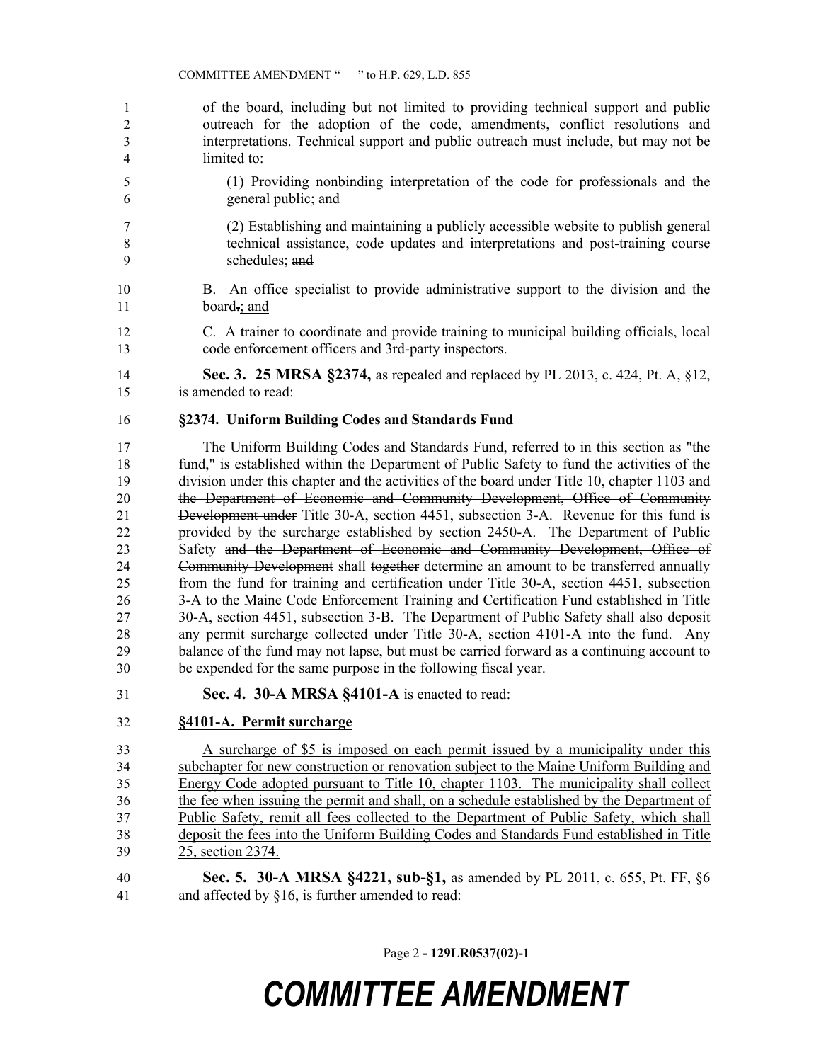of the board, including but not limited to providing technical support and public outreach for the adoption of the code, amendments, conflict resolutions and interpretations. Technical support and public outreach must include, but may not be limited to:

(1) Providing nonbinding interpretation of the code for professionals and the general public; and

(2) Establishing and maintaining a publicly accessible website to publish general technical assistance, code updates and interpretations and post-training course schedules; ~~and~~

B. An office specialist to provide administrative support to the division and the board~~.~~; and

C. A trainer to coordinate and provide training to municipal building officials, local code enforcement officers and 3rd-party inspectors.

**Sec. 3. 25 MRSA §2374,** as repealed and replaced by PL 2013, c. 424, Pt. A, §12, is amended to read:

**§2374. Uniform Building Codes and Standards Fund**

The Uniform Building Codes and Standards Fund, referred to in this section as "the fund," is established within the Department of Public Safety to fund the activities of the division under this chapter and the activities of the board under Title 10, chapter 1103 and ~~the Department of Economic and Community Development, Office of Community Development under~~ Title 30-A, section 4451, subsection 3-A. Revenue for this fund is provided by the surcharge established by section 2450-A. The Department of Public Safety ~~and the Department of Economic and Community Development, Office of Community Development~~ shall ~~together~~ determine an amount to be transferred annually from the fund for training and certification under Title 30-A, section 4451, subsection 3-A to the Maine Code Enforcement Training and Certification Fund established in Title 30-A, section 4451, subsection 3-B. The Department of Public Safety shall also deposit any permit surcharge collected under Title 30-A, section 4101-A into the fund. Any balance of the fund may not lapse, but must be carried forward as a continuing account to be expended for the same purpose in the following fiscal year.

**Sec. 4. 30-A MRSA §4101-A** is enacted to read:

**§4101-A. Permit surcharge**

A surcharge of $5 is imposed on each permit issued by a municipality under this subchapter for new construction or renovation subject to the Maine Uniform Building and Energy Code adopted pursuant to Title 10, chapter 1103. The municipality shall collect the fee when issuing the permit and shall, on a schedule established by the Department of Public Safety, remit all fees collected to the Department of Public Safety, which shall deposit the fees into the Uniform Building Codes and Standards Fund established in Title 25, section 2374.

**Sec. 5. 30-A MRSA §4221, sub-§1,** as amended by PL 2011, c. 655, Pt. FF, §6 and affected by §16, is further amended to read: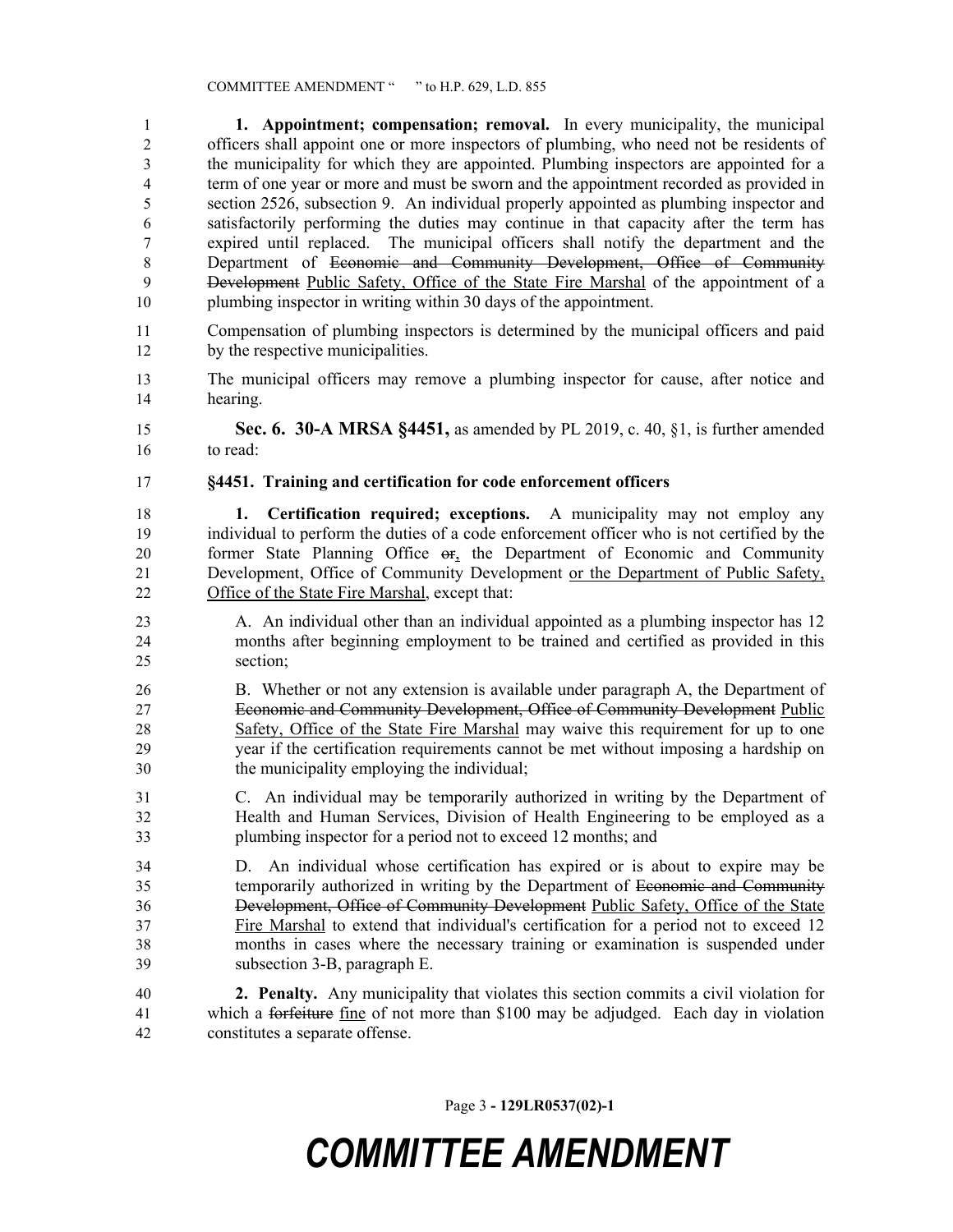**1. Appointment; compensation; removal.** In every municipality, the municipal officers shall appoint one or more inspectors of plumbing, who need not be residents of the municipality for which they are appointed. Plumbing inspectors are appointed for a term of one year or more and must be sworn and the appointment recorded as provided in section 2526, subsection 9. An individual properly appointed as plumbing inspector and satisfactorily performing the duties may continue in that capacity after the term has expired until replaced. The municipal officers shall notify the department and the Department of ~~Economic and Community Development, Office of Community Development~~ <u>Public Safety, Office of the State Fire Marshal</u> of the appointment of a plumbing inspector in writing within 30 days of the appointment.

Compensation of plumbing inspectors is determined by the municipal officers and paid by the respective municipalities.

The municipal officers may remove a plumbing inspector for cause, after notice and hearing.

**Sec. 6. 30-A MRSA §4451,** as amended by PL 2019, c. 40, §1, is further amended to read:

**§4451. Training and certification for code enforcement officers**

**1. Certification required; exceptions.** A municipality may not employ any individual to perform the duties of a code enforcement officer who is not certified by the former State Planning Office ~~or~~<u>,</u> the Department of Economic and Community Development, Office of Community Development <u>or the Department of Public Safety, Office of the State Fire Marshal</u>, except that:

A. An individual other than an individual appointed as a plumbing inspector has 12 months after beginning employment to be trained and certified as provided in this section;

B. Whether or not any extension is available under paragraph A, the Department of ~~Economic and Community Development, Office of Community Development~~ <u>Public Safety, Office of the State Fire Marshal</u> may waive this requirement for up to one year if the certification requirements cannot be met without imposing a hardship on the municipality employing the individual;

C. An individual may be temporarily authorized in writing by the Department of Health and Human Services, Division of Health Engineering to be employed as a plumbing inspector for a period not to exceed 12 months; and

D. An individual whose certification has expired or is about to expire may be temporarily authorized in writing by the Department of ~~Economic and Community Development, Office of Community Development~~ <u>Public Safety, Office of the State Fire Marshal</u> to extend that individual's certification for a period not to exceed 12 months in cases where the necessary training or examination is suspended under subsection 3-B, paragraph E.

**2. Penalty.** Any municipality that violates this section commits a civil violation for which a ~~forfeiture~~ <u>fine</u> of not more than $100 may be adjudged. Each day in violation constitutes a separate offense.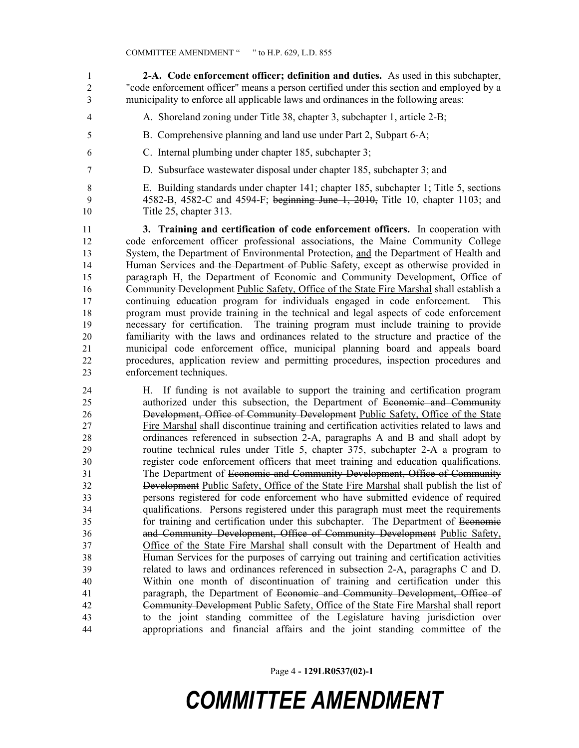**2-A. Code enforcement officer; definition and duties.** As used in this subchapter, "code enforcement officer" means a person certified under this section and employed by a municipality to enforce all applicable laws and ordinances in the following areas:

A. Shoreland zoning under Title 38, chapter 3, subchapter 1, article 2-B;

B. Comprehensive planning and land use under Part 2, Subpart 6-A;

C. Internal plumbing under chapter 185, subchapter 3;

D. Subsurface wastewater disposal under chapter 185, subchapter 3; and

E. Building standards under chapter 141; chapter 185, subchapter 1; Title 5, sections 4582-B, 4582-C and 4594-F; ~~beginning June 1, 2010,~~ Title 10, chapter 1103; and Title 25, chapter 313.

**3. Training and certification of code enforcement officers.** In cooperation with code enforcement officer professional associations, the Maine Community College System, the Department of Environmental Protection~~,~~ <u>and</u> the Department of Health and Human Services ~~and the Department of Public Safety~~, except as otherwise provided in paragraph H, the Department of ~~Economic and Community Development, Office of Community Development~~ <u>Public Safety, Office of the State Fire Marshal</u> shall establish a continuing education program for individuals engaged in code enforcement. This program must provide training in the technical and legal aspects of code enforcement necessary for certification. The training program must include training to provide familiarity with the laws and ordinances related to the structure and practice of the municipal code enforcement office, municipal planning board and appeals board procedures, application review and permitting procedures, inspection procedures and enforcement techniques.

H. If funding is not available to support the training and certification program authorized under this subsection, the Department of ~~Economic and Community Development, Office of Community Development~~ <u>Public Safety, Office of the State Fire Marshal</u> shall discontinue training and certification activities related to laws and ordinances referenced in subsection 2-A, paragraphs A and B and shall adopt by routine technical rules under Title 5, chapter 375, subchapter 2-A a program to register code enforcement officers that meet training and education qualifications. The Department of ~~Economic and Community Development, Office of Community Development~~ <u>Public Safety, Office of the State Fire Marshal</u> shall publish the list of persons registered for code enforcement who have submitted evidence of required qualifications. Persons registered under this paragraph must meet the requirements for training and certification under this subchapter. The Department of ~~Economic and Community Development, Office of Community Development~~ <u>Public Safety, Office of the State Fire Marshal</u> shall consult with the Department of Health and Human Services for the purposes of carrying out training and certification activities related to laws and ordinances referenced in subsection 2-A, paragraphs C and D. Within one month of discontinuation of training and certification under this paragraph, the Department of ~~Economic and Community Development, Office of Community Development~~ <u>Public Safety, Office of the State Fire Marshal</u> shall report to the joint standing committee of the Legislature having jurisdiction over appropriations and financial affairs and the joint standing committee of the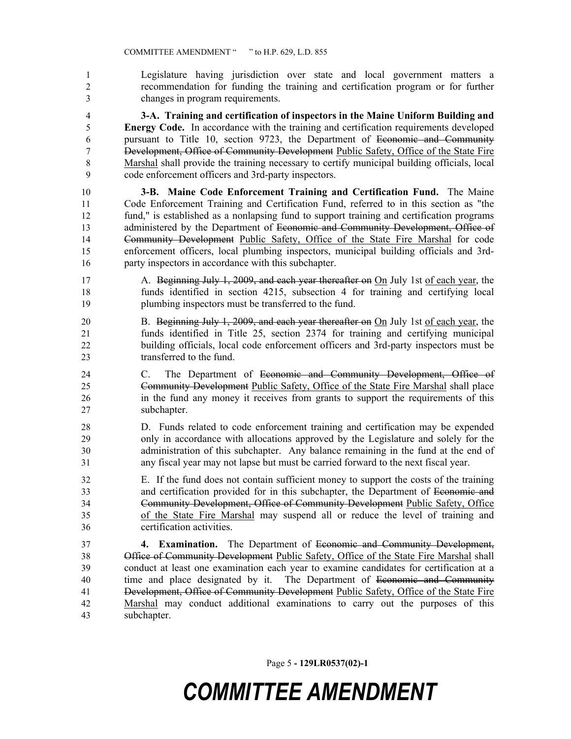Legislature having jurisdiction over state and local government matters a recommendation for funding the training and certification program or for further changes in program requirements.

**3-A. Training and certification of inspectors in the Maine Uniform Building and Energy Code.** In accordance with the training and certification requirements developed pursuant to Title 10, section 9723, the Department of ~~Economic and Community Development, Office of Community Development~~ Public Safety, Office of the State Fire Marshal shall provide the training necessary to certify municipal building officials, local code enforcement officers and 3rd-party inspectors.

**3-B. Maine Code Enforcement Training and Certification Fund.** The Maine Code Enforcement Training and Certification Fund, referred to in this section as "the fund," is established as a nonlapsing fund to support training and certification programs administered by the Department of ~~Economic and Community Development, Office of Community Development~~ Public Safety, Office of the State Fire Marshal for code enforcement officers, local plumbing inspectors, municipal building officials and 3rd-party inspectors in accordance with this subchapter.

A. ~~Beginning July 1, 2009, and each year thereafter on~~ On July 1st of each year, the funds identified in section 4215, subsection 4 for training and certifying local plumbing inspectors must be transferred to the fund.

B. ~~Beginning July 1, 2009, and each year thereafter on~~ On July 1st of each year, the funds identified in Title 25, section 2374 for training and certifying municipal building officials, local code enforcement officers and 3rd-party inspectors must be transferred to the fund.

C. The Department of ~~Economic and Community Development, Office of Community Development~~ Public Safety, Office of the State Fire Marshal shall place in the fund any money it receives from grants to support the requirements of this subchapter.

D. Funds related to code enforcement training and certification may be expended only in accordance with allocations approved by the Legislature and solely for the administration of this subchapter. Any balance remaining in the fund at the end of any fiscal year may not lapse but must be carried forward to the next fiscal year.

E. If the fund does not contain sufficient money to support the costs of the training and certification provided for in this subchapter, the Department of ~~Economic and Community Development, Office of Community Development~~ Public Safety, Office of the State Fire Marshal may suspend all or reduce the level of training and certification activities.

**4. Examination.** The Department of ~~Economic and Community Development, Office of Community Development~~ Public Safety, Office of the State Fire Marshal shall conduct at least one examination each year to examine candidates for certification at a time and place designated by it. The Department of ~~Economic and Community Development, Office of Community Development~~ Public Safety, Office of the State Fire Marshal may conduct additional examinations to carry out the purposes of this subchapter.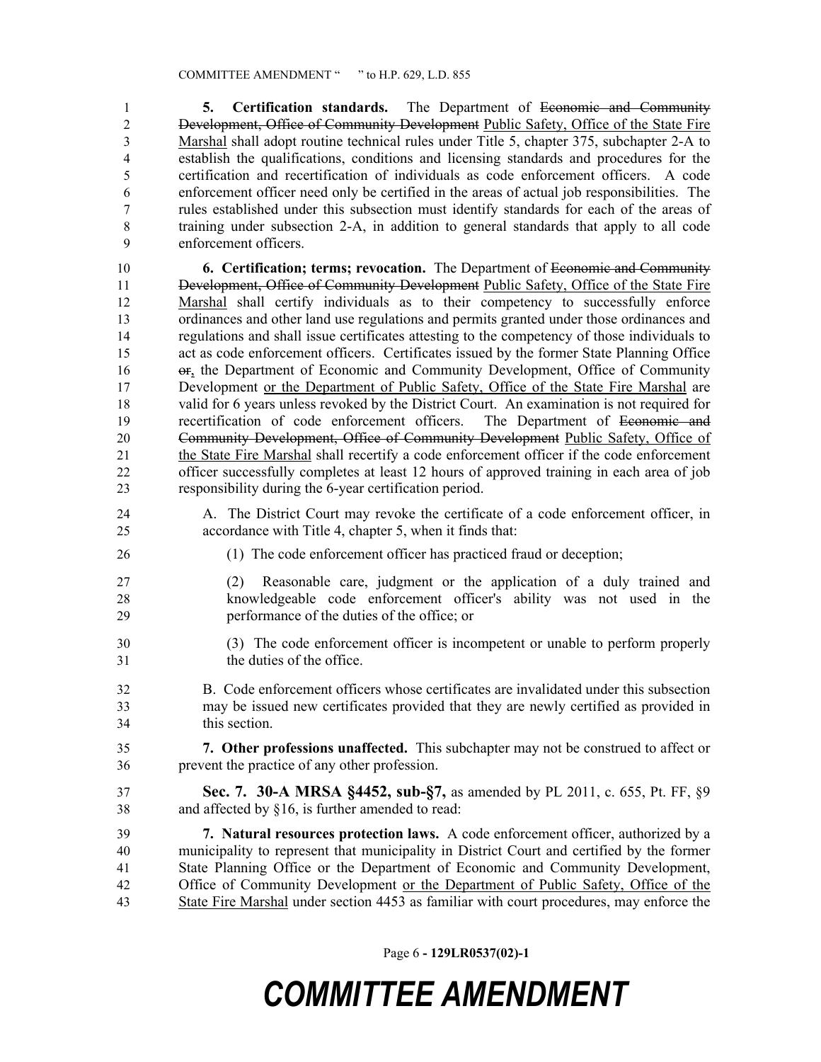**5. Certification standards.** The Department of ~~Economic and Community Development, Office of Community Development~~ Public Safety, Office of the State Fire Marshal shall adopt routine technical rules under Title 5, chapter 375, subchapter 2-A to establish the qualifications, conditions and licensing standards and procedures for the certification and recertification of individuals as code enforcement officers. A code enforcement officer need only be certified in the areas of actual job responsibilities. The rules established under this subsection must identify standards for each of the areas of training under subsection 2-A, in addition to general standards that apply to all code enforcement officers.

**6. Certification; terms; revocation.** The Department of ~~Economic and Community Development, Office of Community Development~~ Public Safety, Office of the State Fire Marshal shall certify individuals as to their competency to successfully enforce ordinances and other land use regulations and permits granted under those ordinances and regulations and shall issue certificates attesting to the competency of those individuals to act as code enforcement officers. Certificates issued by the former State Planning Office ~~or~~, the Department of Economic and Community Development, Office of Community Development or the Department of Public Safety, Office of the State Fire Marshal are valid for 6 years unless revoked by the District Court. An examination is not required for recertification of code enforcement officers. The Department of ~~Economic and Community Development, Office of Community Development~~ Public Safety, Office of the State Fire Marshal shall recertify a code enforcement officer if the code enforcement officer successfully completes at least 12 hours of approved training in each area of job responsibility during the 6-year certification period.

A. The District Court may revoke the certificate of a code enforcement officer, in accordance with Title 4, chapter 5, when it finds that:

(1) The code enforcement officer has practiced fraud or deception;

(2) Reasonable care, judgment or the application of a duly trained and knowledgeable code enforcement officer's ability was not used in the performance of the duties of the office; or

(3) The code enforcement officer is incompetent or unable to perform properly the duties of the office.

B. Code enforcement officers whose certificates are invalidated under this subsection may be issued new certificates provided that they are newly certified as provided in this section.

**7. Other professions unaffected.** This subchapter may not be construed to affect or prevent the practice of any other profession.

**Sec. 7. 30-A MRSA §4452, sub-§7,** as amended by PL 2011, c. 655, Pt. FF, §9 and affected by §16, is further amended to read:

**7. Natural resources protection laws.** A code enforcement officer, authorized by a municipality to represent that municipality in District Court and certified by the former State Planning Office or the Department of Economic and Community Development, Office of Community Development or the Department of Public Safety, Office of the State Fire Marshal under section 4453 as familiar with court procedures, may enforce the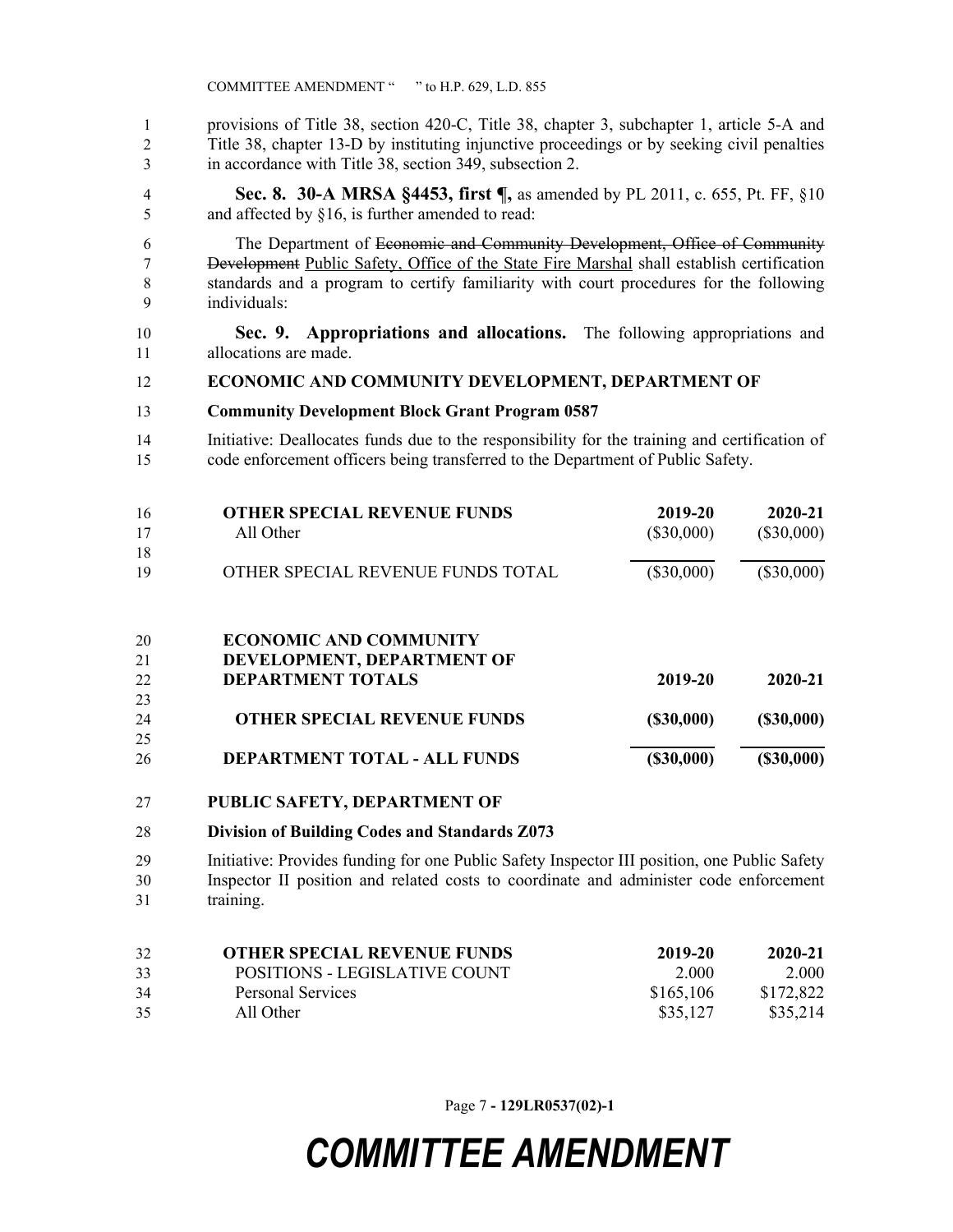provisions of Title 38, section 420-C, Title 38, chapter 3, subchapter 1, article 5-A and Title 38, chapter 13-D by instituting injunctive proceedings or by seeking civil penalties in accordance with Title 38, section 349, subsection 2.

**Sec. 8. 30-A MRSA §4453, first ¶,** as amended by PL 2011, c. 655, Pt. FF, §10 and affected by §16, is further amended to read:

The Department of ~~Economic and Community Development, Office of Community Development~~ Public Safety, Office of the State Fire Marshal shall establish certification standards and a program to certify familiarity with court procedures for the following individuals:

**Sec. 9. Appropriations and allocations.** The following appropriations and allocations are made.

**ECONOMIC AND COMMUNITY DEVELOPMENT, DEPARTMENT OF**

**Community Development Block Grant Program 0587**

Initiative: Deallocates funds due to the responsibility for the training and certification of code enforcement officers being transferred to the Department of Public Safety.

| **OTHER SPECIAL REVENUE FUNDS** | **2019-20** | **2020-21** |
|---|---|---|
| All Other | ($30,000) | ($30,000) |
| OTHER SPECIAL REVENUE FUNDS TOTAL | ($30,000) | ($30,000) |

| **ECONOMIC AND COMMUNITY DEVELOPMENT, DEPARTMENT OF DEPARTMENT TOTALS** | **2019-20** | **2020-21** |
|---|---|---|
| **OTHER SPECIAL REVENUE FUNDS** | **($30,000)** | **($30,000)** |
| **DEPARTMENT TOTAL - ALL FUNDS** | **($30,000)** | **($30,000)** |

**PUBLIC SAFETY, DEPARTMENT OF**

**Division of Building Codes and Standards Z073**

Initiative: Provides funding for one Public Safety Inspector III position, one Public Safety Inspector II position and related costs to coordinate and administer code enforcement training.

| **OTHER SPECIAL REVENUE FUNDS** | **2019-20** | **2020-21** |
|---|---|---|
| POSITIONS - LEGISLATIVE COUNT | 2.000 | 2.000 |
| Personal Services | $165,106 | $172,822 |
| All Other | $35,127 | $35,214 |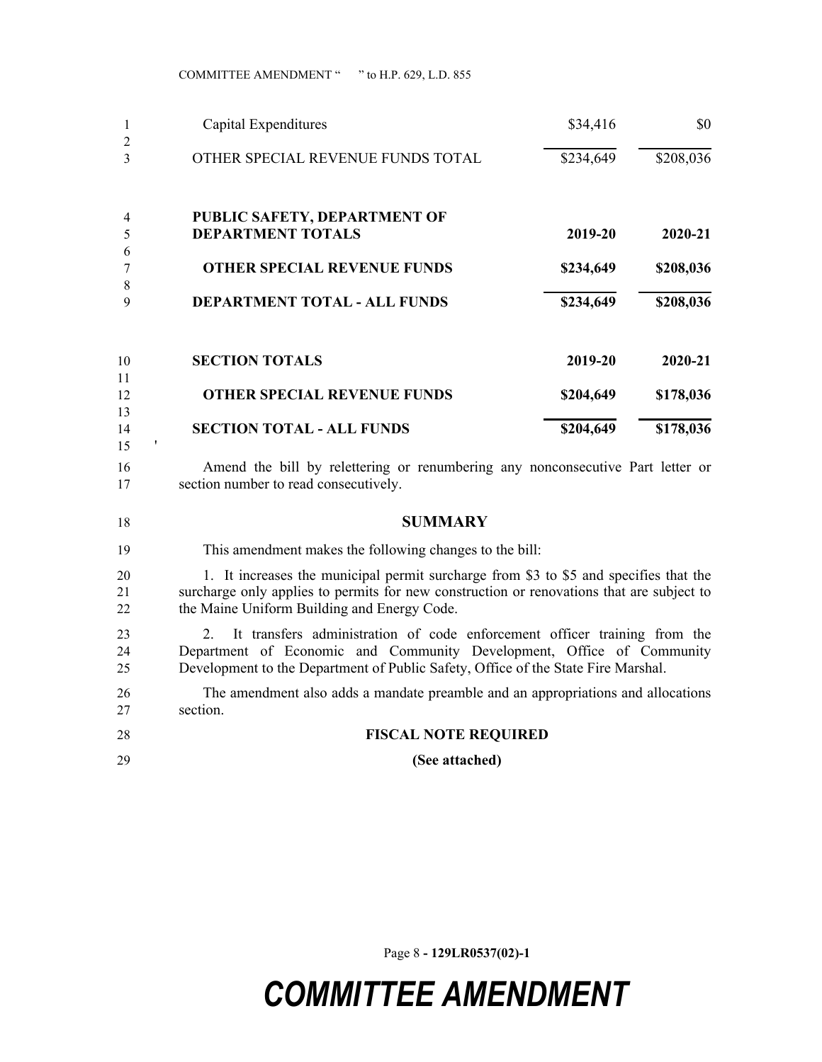| | | |
|---|---|---|
| Capital Expenditures | $34,416 | $0 |
| OTHER SPECIAL REVENUE FUNDS TOTAL | $234,649 | $208,036 |

| **PUBLIC SAFETY, DEPARTMENT OF DEPARTMENT TOTALS** | **2019-20** | **2020-21** |
|---|---|---|
| **OTHER SPECIAL REVENUE FUNDS** | **$234,649** | **$208,036** |
| **DEPARTMENT TOTAL - ALL FUNDS** | **$234,649** | **$208,036** |

| **SECTION TOTALS** | **2019-20** | **2020-21** |
|---|---|---|
| **OTHER SPECIAL REVENUE FUNDS** | **$204,649** | **$178,036** |
| **SECTION TOTAL - ALL FUNDS** | **$204,649** | **$178,036** |

'

Amend the bill by relettering or renumbering any nonconsecutive Part letter or section number to read consecutively.

## SUMMARY

This amendment makes the following changes to the bill:

1. It increases the municipal permit surcharge from $3 to $5 and specifies that the surcharge only applies to permits for new construction or renovations that are subject to the Maine Uniform Building and Energy Code.

2. It transfers administration of code enforcement officer training from the Department of Economic and Community Development, Office of Community Development to the Department of Public Safety, Office of the State Fire Marshal.

The amendment also adds a mandate preamble and an appropriations and allocations section.

**FISCAL NOTE REQUIRED**

**(See attached)**